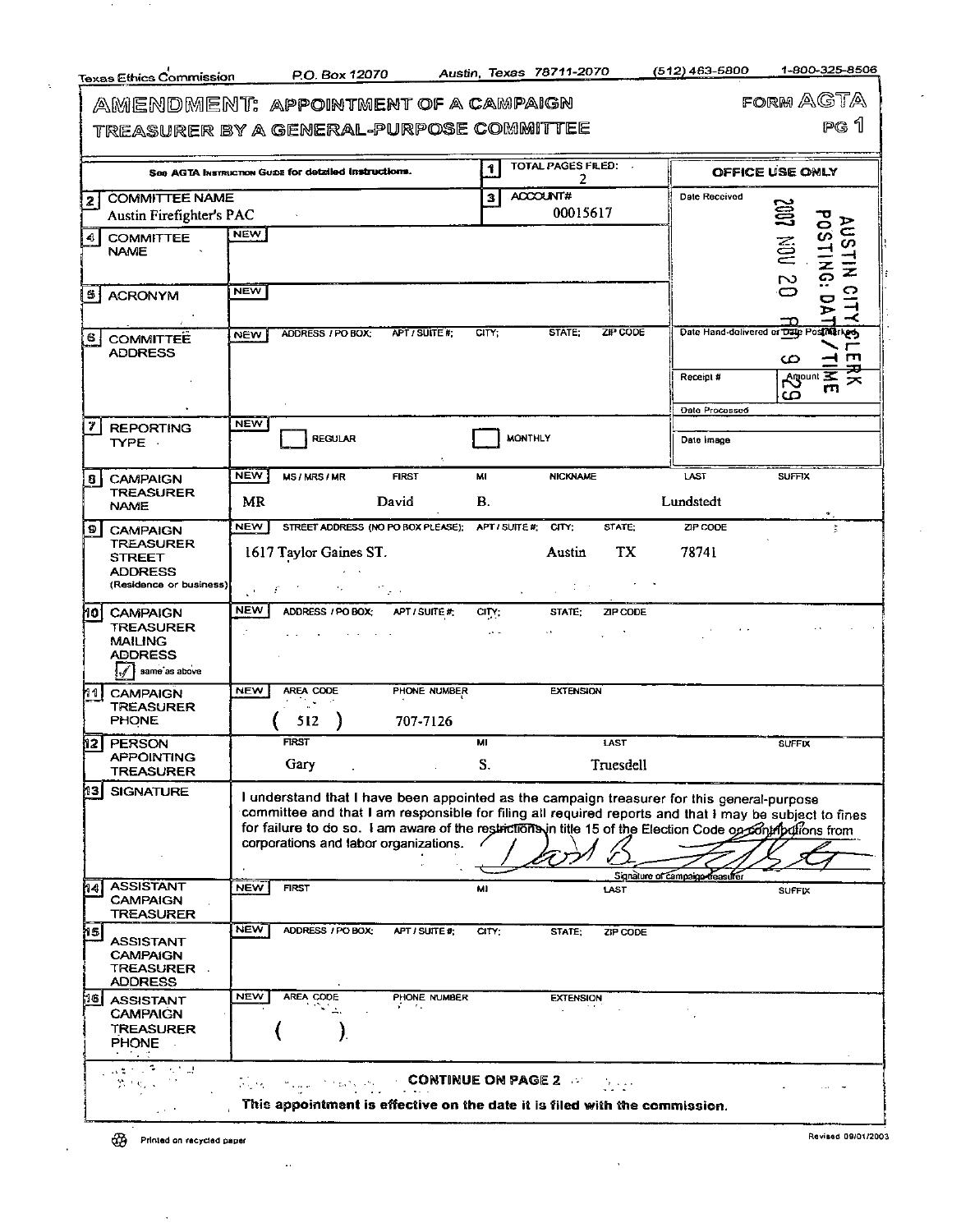Texas Ethics Commission | P.O. Box 12070 | Austin, Texas 78711-2070 | (512) 463-5800 | 1-800-325-8506

# AMENDMENT: APPOINTMENT OF A CAMPAIGN TREASURER BY A GENERAL-PURPOSE COMMITTEE

**FORM AGTA**
**PG 1**

See AGTA Instruction Guide for detailed instructions.

| | | | |
|---|---|---|---|
| **1** TOTAL PAGES FILED: | 2 | **OFFICE USE ONLY** | |
| **2** COMMITTEE NAME | Austin Firefighter's PAC | Date Received | AUSTIN CITY CLERK POSTING: DATE/TIME 2007 NOV 20 AM 9 29 |
| **3** ACCOUNT# | 00015617 | Date Hand-delivered or Date Postmarked | |
| **4** COMMITTEE NAME | NEW | Receipt # | Amount |
| **5** ACRONYM | NEW | Date Processed | |
| **6** COMMITTEE ADDRESS | NEW ADDRESS / PO BOX; APT / SUITE #; CITY; STATE; ZIP CODE | Date Imaged | |
| **7** REPORTING TYPE | NEW ☐ REGULAR ☐ MONTHLY | | |

| | | | | | | | |
|---|---|---|---|---|---|---|---|
| **8** CAMPAIGN TREASURER NAME | NEW | MS / MRS / MR: MR | FIRST: David | MI: B. | NICKNAME: | LAST: Lundstedt | SUFFIX: |
| **9** CAMPAIGN TREASURER STREET ADDRESS (Residence or business) | NEW | STREET ADDRESS (NO PO BOX PLEASE): 1617 Taylor Gaines ST. | APT / SUITE #: | CITY: Austin | STATE: TX | ZIP CODE: 78741 | |
| **10** CAMPAIGN TREASURER MAILING ADDRESS ☑ same as above | NEW | ADDRESS / PO BOX: | APT / SUITE #: | CITY: | STATE: | ZIP CODE: | |
| **11** CAMPAIGN TREASURER PHONE | NEW | AREA CODE: (512) | PHONE NUMBER: 707-7126 | EXTENSION: | | | |
| **12** PERSON APPOINTING TREASURER | | FIRST: Gary | MI: S. | LAST: Truesdell | SUFFIX: | | |

**13** SIGNATURE

I understand that I have been appointed as the campaign treasurer for this general-purpose committee and that I am responsible for filing all required reports and that I may be subject to fines for failure to do so. I am aware of the restrictions in title 15 of the Election Code on contributions from corporations and labor organizations.

Signature of campaign treasurer

| | | | | | | |
|---|---|---|---|---|---|---|
| **14** ASSISTANT CAMPAIGN TREASURER | NEW | FIRST: | MI: | LAST: | SUFFIX: | |
| **15** ASSISTANT CAMPAIGN TREASURER ADDRESS | NEW | ADDRESS / PO BOX: | APT / SUITE #: | CITY: | STATE: | ZIP CODE: |
| **16** ASSISTANT CAMPAIGN TREASURER PHONE | NEW | AREA CODE: ( ) | PHONE NUMBER: | EXTENSION: | | |

**CONTINUE ON PAGE 2**

**This appointment is effective on the date it is filed with the commission.**

Printed on recycled paper

Revised 09/01/2003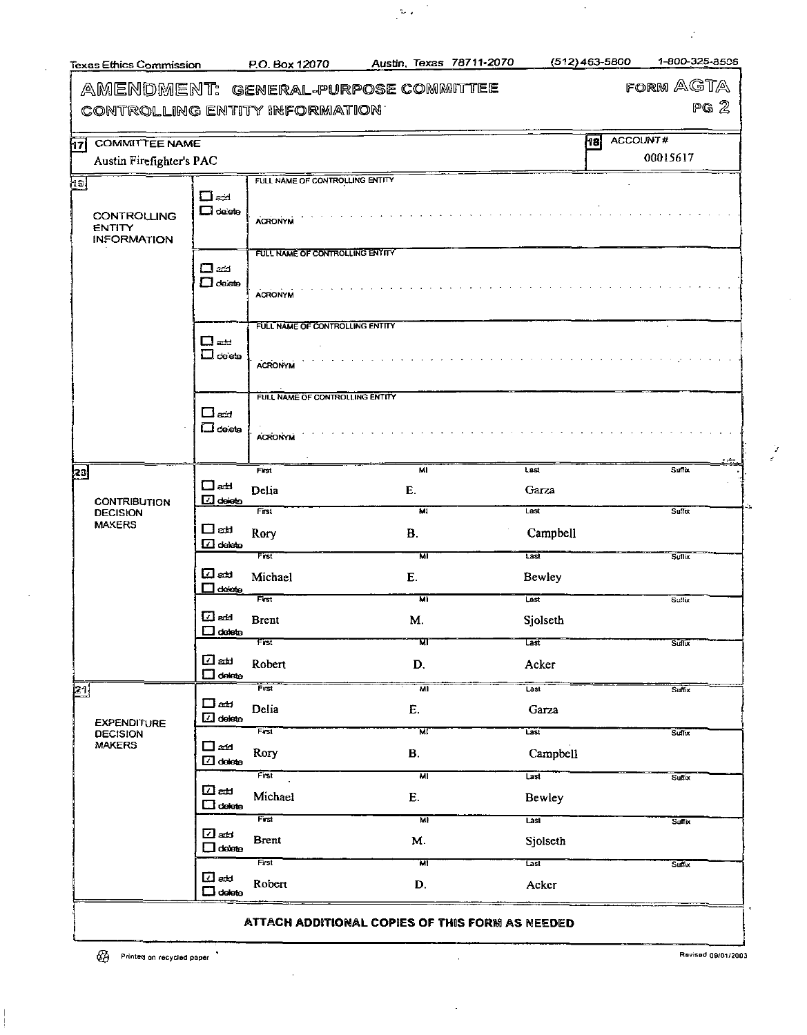Texas Ethics Commission P.O. Box 12070 Austin, Texas 78711-2070 (512) 463-5800 1-800-325-8506

# AMENDMENT: GENERAL-PURPOSE COMMITTEE CONTROLLING ENTITY INFORMATION

FORM AGTA PG 2

**17** COMMITTEE NAME: Austin Firefighter's PAC

**18** ACCOUNT #: 00015617

**19** CONTROLLING ENTITY INFORMATION

| | | |
|---|---|---|
| ☐ add ☐ delete | FULL NAME OF CONTROLLING ENTITY | ACRONYM |
| ☐ add ☐ delete | FULL NAME OF CONTROLLING ENTITY | ACRONYM |
| ☐ add ☐ delete | FULL NAME OF CONTROLLING ENTITY | ACRONYM |
| ☐ add ☐ delete | FULL NAME OF CONTROLLING ENTITY | ACRONYM |

**20** CONTRIBUTION DECISION MAKERS

| | First | MI | Last | Suffix |
|---|---|---|---|---|
| ☐ add ☑ delete | Delia | E. | Garza | |
| ☐ add ☑ delete | Rory | B. | Campbell | |
| ☑ add ☐ delete | Michael | E. | Bewley | |
| ☑ add ☐ delete | Brent | M. | Sjolseth | |
| ☑ add ☐ delete | Robert | D. | Acker | |

**21** EXPENDITURE DECISION MAKERS

| | First | MI | Last | Suffix |
|---|---|---|---|---|
| ☐ add ☑ delete | Delia | E. | Garza | |
| ☐ add ☑ delete | Rory | B. | Campbell | |
| ☑ add ☐ delete | Michael | E. | Bewley | |
| ☑ add ☐ delete | Brent | M. | Sjolseth | |
| ☑ add ☐ delete | Robert | D. | Acker | |

**ATTACH ADDITIONAL COPIES OF THIS FORM AS NEEDED**

Printed on recycled paper

Revised 09/01/2003